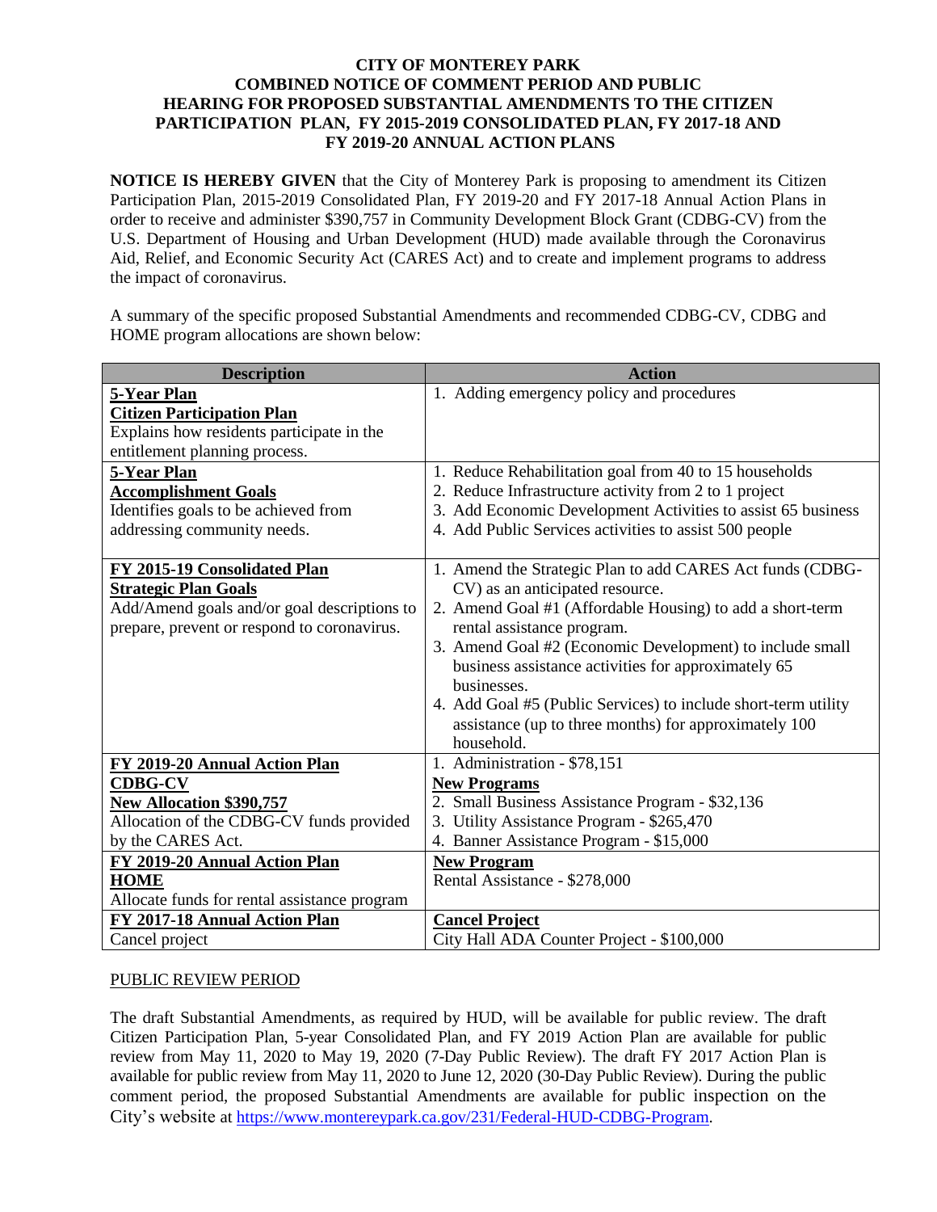# CITY OF MONTEREY PARK
## COMBINED NOTICE OF COMMENT PERIOD AND PUBLIC HEARING FOR PROPOSED SUBSTANTIAL AMENDMENTS TO THE CITIZEN PARTICIPATION PLAN, FY 2015-2019 CONSOLIDATED PLAN, FY 2017-18 AND FY 2019-20 ANNUAL ACTION PLANS

**NOTICE IS HEREBY GIVEN** that the City of Monterey Park is proposing to amendment its Citizen Participation Plan, 2015-2019 Consolidated Plan, FY 2019-20 and FY 2017-18 Annual Action Plans in order to receive and administer $390,757 in Community Development Block Grant (CDBG-CV) from the U.S. Department of Housing and Urban Development (HUD) made available through the Coronavirus Aid, Relief, and Economic Security Act (CARES Act) and to create and implement programs to address the impact of coronavirus.

A summary of the specific proposed Substantial Amendments and recommended CDBG-CV, CDBG and HOME program allocations are shown below:

| Description | Action |
|---|---|
| **5-Year Plan**<br>**Citizen Participation Plan**<br>Explains how residents participate in the entitlement planning process. | 1. Adding emergency policy and procedures |
| **5-Year Plan**<br>**Accomplishment Goals**<br>Identifies goals to be achieved from addressing community needs. | 1. Reduce Rehabilitation goal from 40 to 15 households<br>2. Reduce Infrastructure activity from 2 to 1 project<br>3. Add Economic Development Activities to assist 65 business<br>4. Add Public Services activities to assist 500 people |
| **FY 2015-19 Consolidated Plan**<br>**Strategic Plan Goals**<br>Add/Amend goals and/or goal descriptions to prepare, prevent or respond to coronavirus. | 1. Amend the Strategic Plan to add CARES Act funds (CDBG-CV) as an anticipated resource.<br>2. Amend Goal #1 (Affordable Housing) to add a short-term rental assistance program.<br>3. Amend Goal #2 (Economic Development) to include small business assistance activities for approximately 65 businesses.<br>4. Add Goal #5 (Public Services) to include short-term utility assistance (up to three months) for approximately 100 household. |
| **FY 2019-20 Annual Action Plan**<br>**CDBG-CV**<br>**New Allocation $390,757**<br>Allocation of the CDBG-CV funds provided by the CARES Act. | 1. Administration - $78,151<br>**New Programs**<br>2. Small Business Assistance Program - $32,136<br>3. Utility Assistance Program - $265,470<br>4. Banner Assistance Program - $15,000 |
| **FY 2019-20 Annual Action Plan**<br>**HOME**<br>Allocate funds for rental assistance program | **New Program**<br>Rental Assistance - $278,000 |
| **FY 2017-18 Annual Action Plan**<br>Cancel project | **Cancel Project**<br>City Hall ADA Counter Project - $100,000 |

PUBLIC REVIEW PERIOD

The draft Substantial Amendments, as required by HUD, will be available for public review. The draft Citizen Participation Plan, 5-year Consolidated Plan, and FY 2019 Action Plan are available for public review from May 11, 2020 to May 19, 2020 (7-Day Public Review). The draft FY 2017 Action Plan is available for public review from May 11, 2020 to June 12, 2020 (30-Day Public Review). During the public comment period, the proposed Substantial Amendments are available for public inspection on the City's website at https://www.montereypark.ca.gov/231/Federal-HUD-CDBG-Program.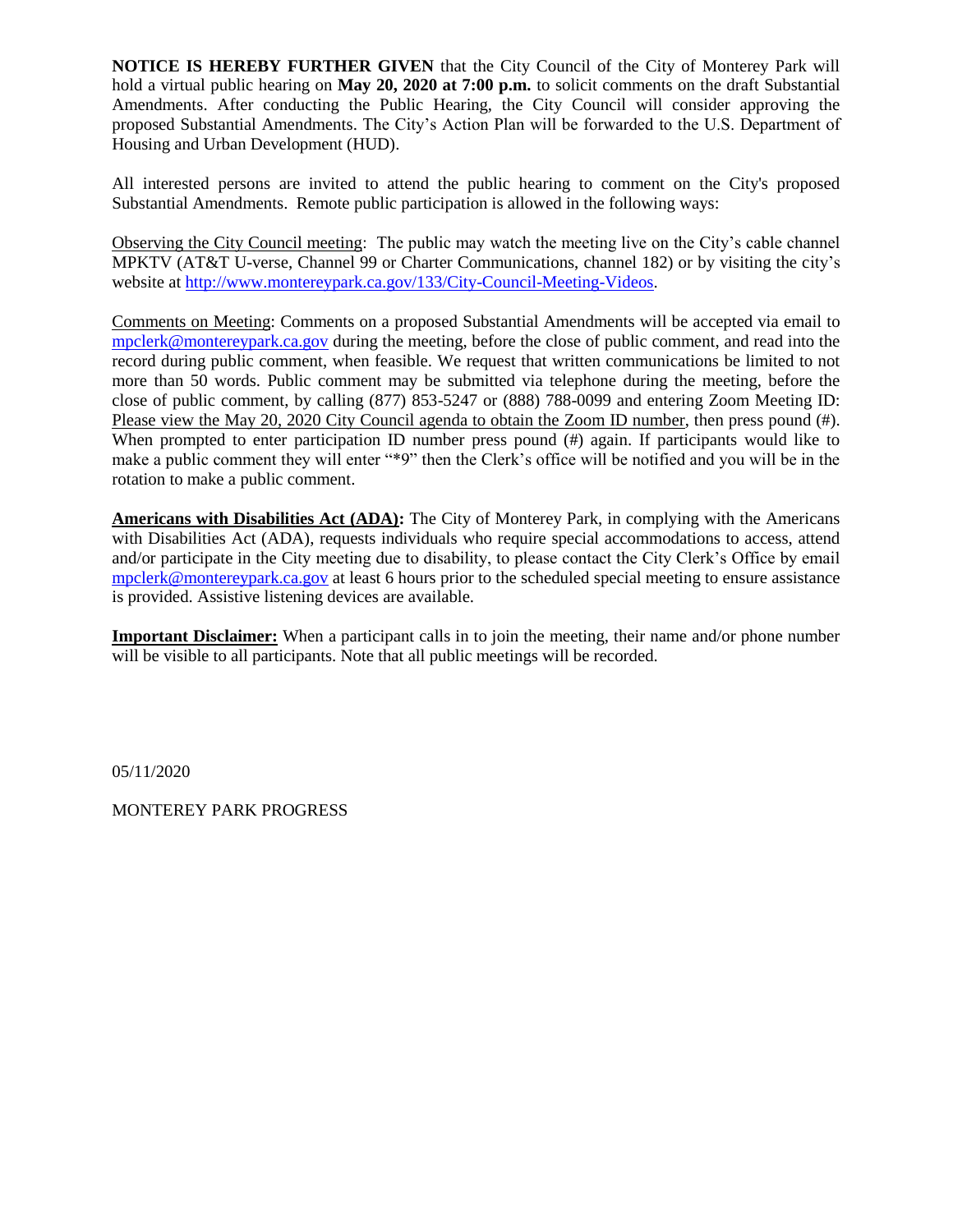**NOTICE IS HEREBY FURTHER GIVEN** that the City Council of the City of Monterey Park will hold a virtual public hearing on **May 20, 2020 at 7:00 p.m.** to solicit comments on the draft Substantial Amendments. After conducting the Public Hearing, the City Council will consider approving the proposed Substantial Amendments. The City's Action Plan will be forwarded to the U.S. Department of Housing and Urban Development (HUD).

All interested persons are invited to attend the public hearing to comment on the City's proposed Substantial Amendments. Remote public participation is allowed in the following ways:

Observing the City Council meeting: The public may watch the meeting live on the City's cable channel MPKTV (AT&T U-verse, Channel 99 or Charter Communications, channel 182) or by visiting the city's website at http://www.montereypark.ca.gov/133/City-Council-Meeting-Videos.

Comments on Meeting: Comments on a proposed Substantial Amendments will be accepted via email to mpclerk@montereypark.ca.gov during the meeting, before the close of public comment, and read into the record during public comment, when feasible. We request that written communications be limited to not more than 50 words. Public comment may be submitted via telephone during the meeting, before the close of public comment, by calling (877) 853-5247 or (888) 788-0099 and entering Zoom Meeting ID: Please view the May 20, 2020 City Council agenda to obtain the Zoom ID number, then press pound (#). When prompted to enter participation ID number press pound (#) again. If participants would like to make a public comment they will enter "*9" then the Clerk's office will be notified and you will be in the rotation to make a public comment.

**Americans with Disabilities Act (ADA):** The City of Monterey Park, in complying with the Americans with Disabilities Act (ADA), requests individuals who require special accommodations to access, attend and/or participate in the City meeting due to disability, to please contact the City Clerk's Office by email mpclerk@montereypark.ca.gov at least 6 hours prior to the scheduled special meeting to ensure assistance is provided. Assistive listening devices are available.

**Important Disclaimer:** When a participant calls in to join the meeting, their name and/or phone number will be visible to all participants. Note that all public meetings will be recorded.

05/11/2020

MONTEREY PARK PROGRESS